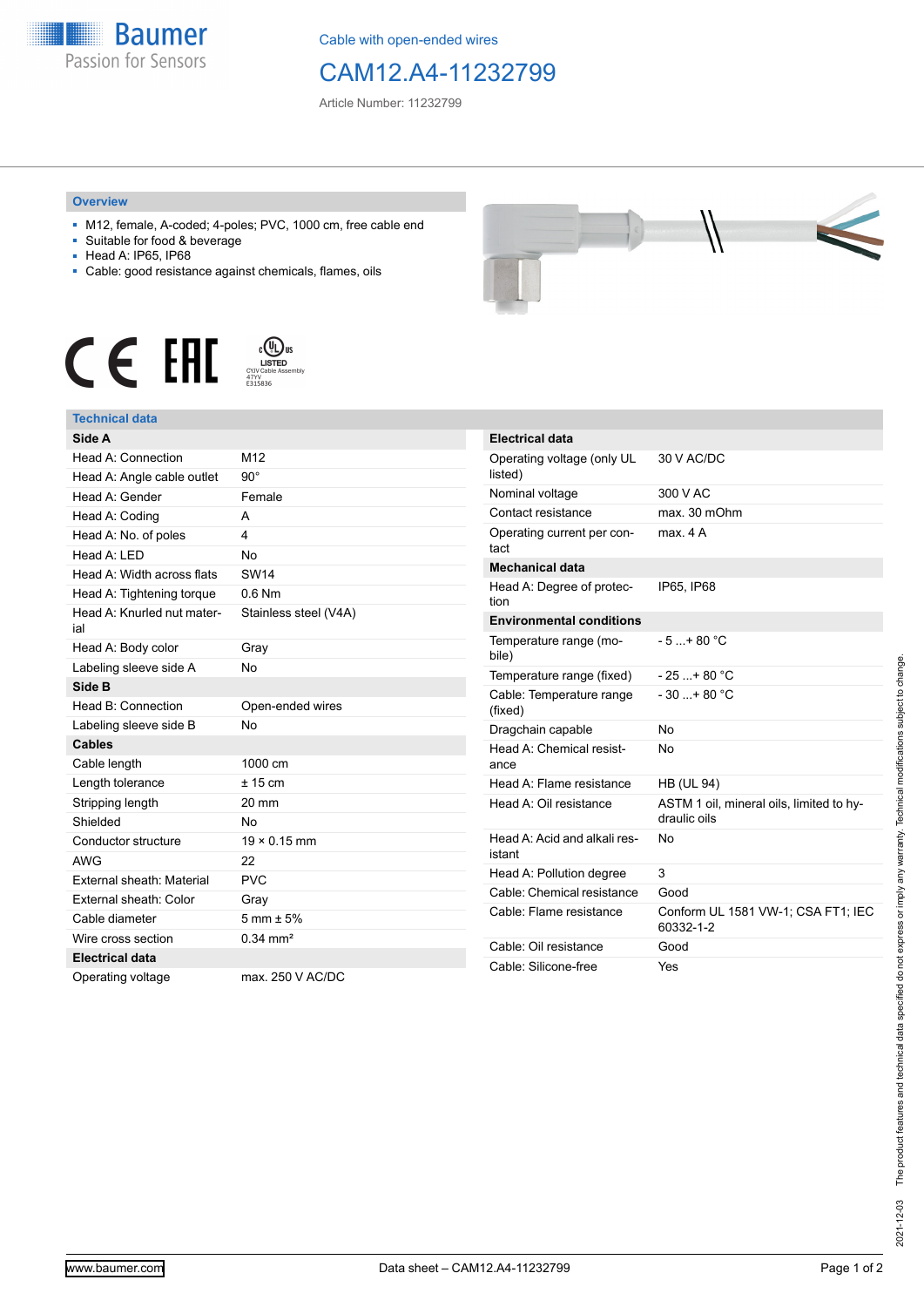Cable with open-ended wires

# CAM12.A4-11232799

Article Number: 11232799

## Overview

- M12, female, A-coded; 4-poles; PVC, 1000 cm, free cable end
- Suitable for food & beverage
- Head A: IP65, IP68
- Cable: good resistance against chemicals, flames, oils

CE EAC cULus LISTED CYJV Cable Assembly 47YY E315836

## Technical data

| **Side A** | |
|---|---|
| Head A: Connection | M12 |
| Head A: Angle cable outlet | 90° |
| Head A: Gender | Female |
| Head A: Coding | A |
| Head A: No. of poles | 4 |
| Head A: LED | No |
| Head A: Width across flats | SW14 |
| Head A: Tightening torque | 0.6 Nm |
| Head A: Knurled nut material | Stainless steel (V4A) |
| Head A: Body color | Gray |
| Labeling sleeve side A | No |
| **Side B** | |
| Head B: Connection | Open-ended wires |
| Labeling sleeve side B | No |
| **Cables** | |
| Cable length | 1000 cm |
| Length tolerance | ± 15 cm |
| Stripping length | 20 mm |
| Shielded | No |
| Conductor structure | 19 × 0.15 mm |
| AWG | 22 |
| External sheath: Material | PVC |
| External sheath: Color | Gray |
| Cable diameter | 5 mm ± 5% |
| Wire cross section | 0.34 mm² |
| **Electrical data** | |
| Operating voltage | max. 250 V AC/DC |

| **Electrical data** | |
|---|---|
| Operating voltage (only UL listed) | 30 V AC/DC |
| Nominal voltage | 300 V AC |
| Contact resistance | max. 30 mOhm |
| Operating current per contact | max. 4 A |
| **Mechanical data** | |
| Head A: Degree of protection | IP65, IP68 |
| **Environmental conditions** | |
| Temperature range (mobile) | - 5 ...+ 80 °C |
| Temperature range (fixed) | - 25 ...+ 80 °C |
| Cable: Temperature range (fixed) | - 30 ...+ 80 °C |
| Dragchain capable | No |
| Head A: Chemical resistance | No |
| Head A: Flame resistance | HB (UL 94) |
| Head A: Oil resistance | ASTM 1 oil, mineral oils, limited to hydraulic oils |
| Head A: Acid and alkali resistant | No |
| Head A: Pollution degree | 3 |
| Cable: Chemical resistance | Good |
| Cable: Flame resistance | Conform UL 1581 VW-1; CSA FT1; IEC 60332-1-2 |
| Cable: Oil resistance | Good |
| Cable: Silicone-free | Yes |

2021-12-03 The product features and technical data specified do not express or imply any warranty. Technical modifications subject to change.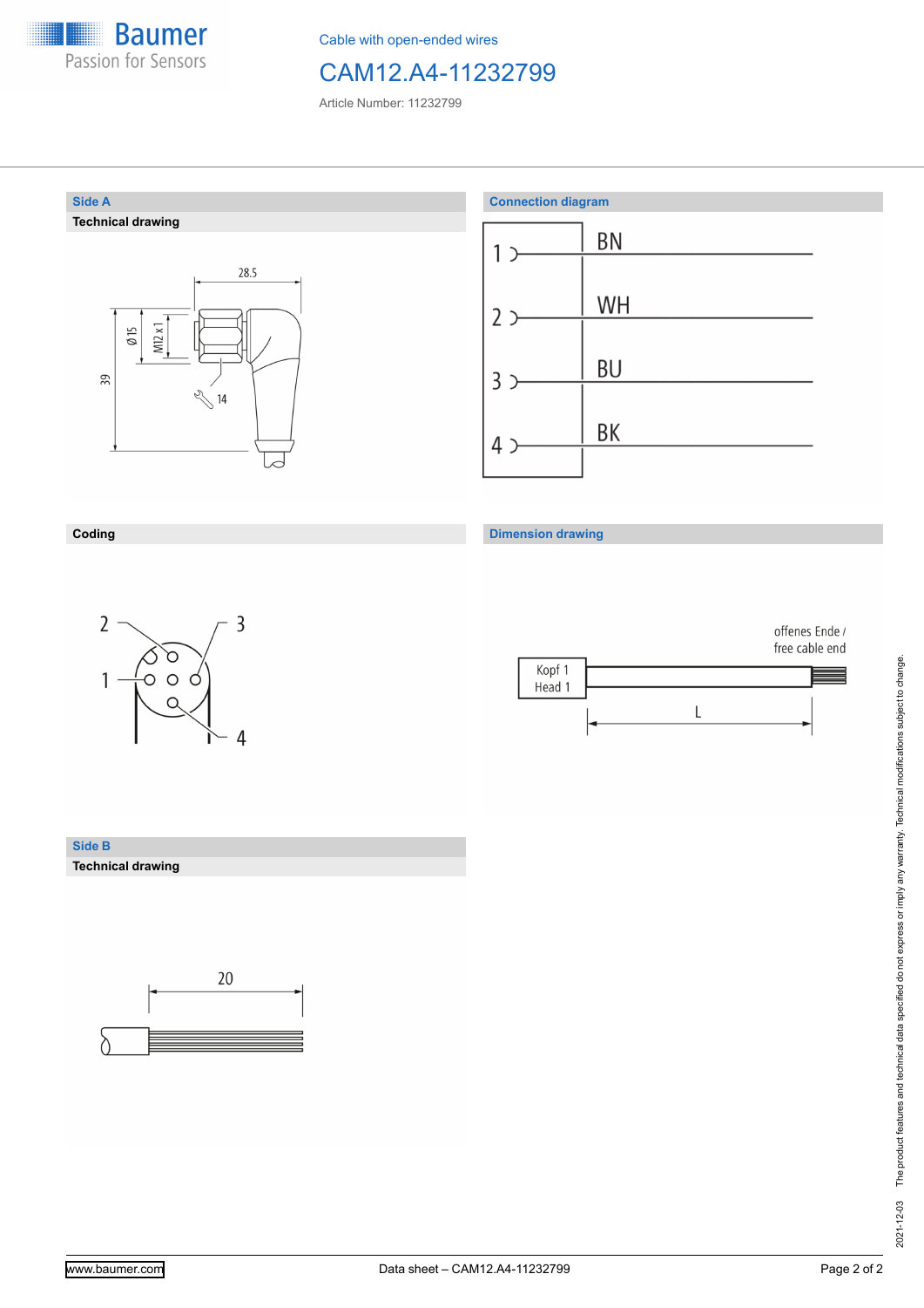Cable with open-ended wires

# CAM12.A4-11232799

Article Number: 11232799

## Side A

### Technical drawing

28.5

Ø 15

M12 x 1

39

14

## Connection diagram

1 BN

2 WH

3 BU

4 BK

## Coding

2 3

1

4

## Dimension drawing

offenes Ende / free cable end

Kopf 1 Head 1

L

## Side B

### Technical drawing

20

The product features and technical data specified do not express or imply any warranty. Technical modifications subject to change.

2021-12-03

www.baumer.com

Data sheet – CAM12.A4-11232799